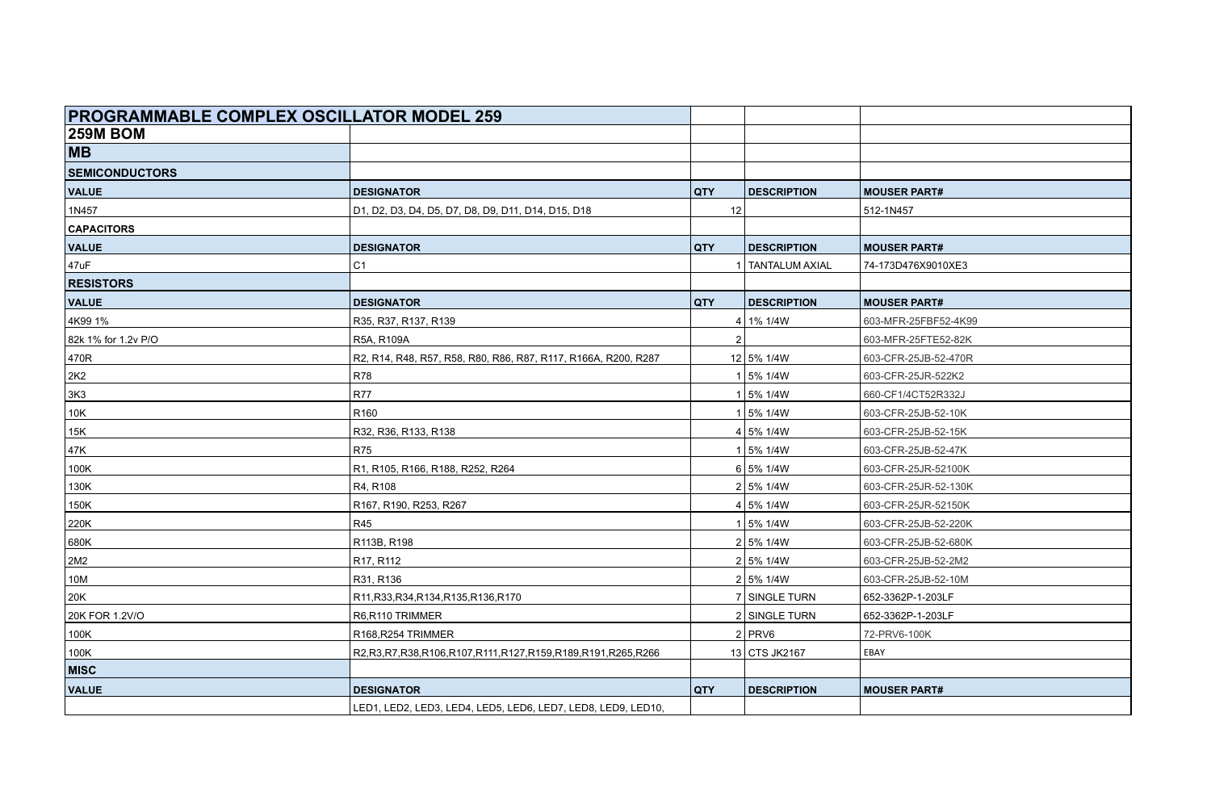# PROGRAMMABLE COMPLEX OSCILLATOR MODEL 259

## 259M BOM

### MB

| SEMICONDUCTORS | | | | |
|---|---|---|---|---|
| **VALUE** | **DESIGNATOR** | **QTY** | **DESCRIPTION** | **MOUSER PART#** |
| 1N457 | D1, D2, D3, D4, D5, D7, D8, D9, D11, D14, D15, D18 | 12 | | 512-1N457 |
| **CAPACITORS** | | | | |
| **VALUE** | **DESIGNATOR** | **QTY** | **DESCRIPTION** | **MOUSER PART#** |
| 47uF | C1 | 1 | TANTALUM AXIAL | 74-173D476X9010XE3 |
| **RESISTORS** | | | | |
| **VALUE** | **DESIGNATOR** | **QTY** | **DESCRIPTION** | **MOUSER PART#** |
| 4K99 1% | R35, R37, R137, R139 | 4 | 1% 1/4W | 603-MFR-25FBF52-4K99 |
| 82k 1% for 1.2v P/O | R5A, R109A | 2 | | 603-MFR-25FTE52-82K |
| 470R | R2, R14, R48, R57, R58, R80, R86, R87, R117, R166A, R200, R287 | 12 | 5% 1/4W | 603-CFR-25JB-52-470R |
| 2K2 | R78 | 1 | 5% 1/4W | 603-CFR-25JR-522K2 |
| 3K3 | R77 | 1 | 5% 1/4W | 660-CF1/4CT52R332J |
| 10K | R160 | 1 | 5% 1/4W | 603-CFR-25JB-52-10K |
| 15K | R32, R36, R133, R138 | 4 | 5% 1/4W | 603-CFR-25JB-52-15K |
| 47K | R75 | 1 | 5% 1/4W | 603-CFR-25JB-52-47K |
| 100K | R1, R105, R166, R188, R252, R264 | 6 | 5% 1/4W | 603-CFR-25JR-52100K |
| 130K | R4, R108 | 2 | 5% 1/4W | 603-CFR-25JR-52-130K |
| 150K | R167, R190, R253, R267 | 4 | 5% 1/4W | 603-CFR-25JR-52150K |
| 220K | R45 | 1 | 5% 1/4W | 603-CFR-25JB-52-220K |
| 680K | R113B, R198 | 2 | 5% 1/4W | 603-CFR-25JB-52-680K |
| 2M2 | R17, R112 | 2 | 5% 1/4W | 603-CFR-25JB-52-2M2 |
| 10M | R31, R136 | 2 | 5% 1/4W | 603-CFR-25JB-52-10M |
| 20K | R11,R33,R34,R134,R135,R136,R170 | 7 | SINGLE TURN | 652-3362P-1-203LF |
| 20K FOR 1.2V/O | R6,R110 TRIMMER | 2 | SINGLE TURN | 652-3362P-1-203LF |
| 100K | R168,R254 TRIMMER | 2 | PRV6 | 72-PRV6-100K |
| 100K | R2,R3,R7,R38,R106,R107,R111,R127,R159,R189,R191,R265,R266 | 13 | CTS JK2167 | EBAY |
| **MISC** | | | | |
| **VALUE** | **DESIGNATOR** | **QTY** | **DESCRIPTION** | **MOUSER PART#** |
| | LED1, LED2, LED3, LED4, LED5, LED6, LED7, LED8, LED9, LED10, | | | |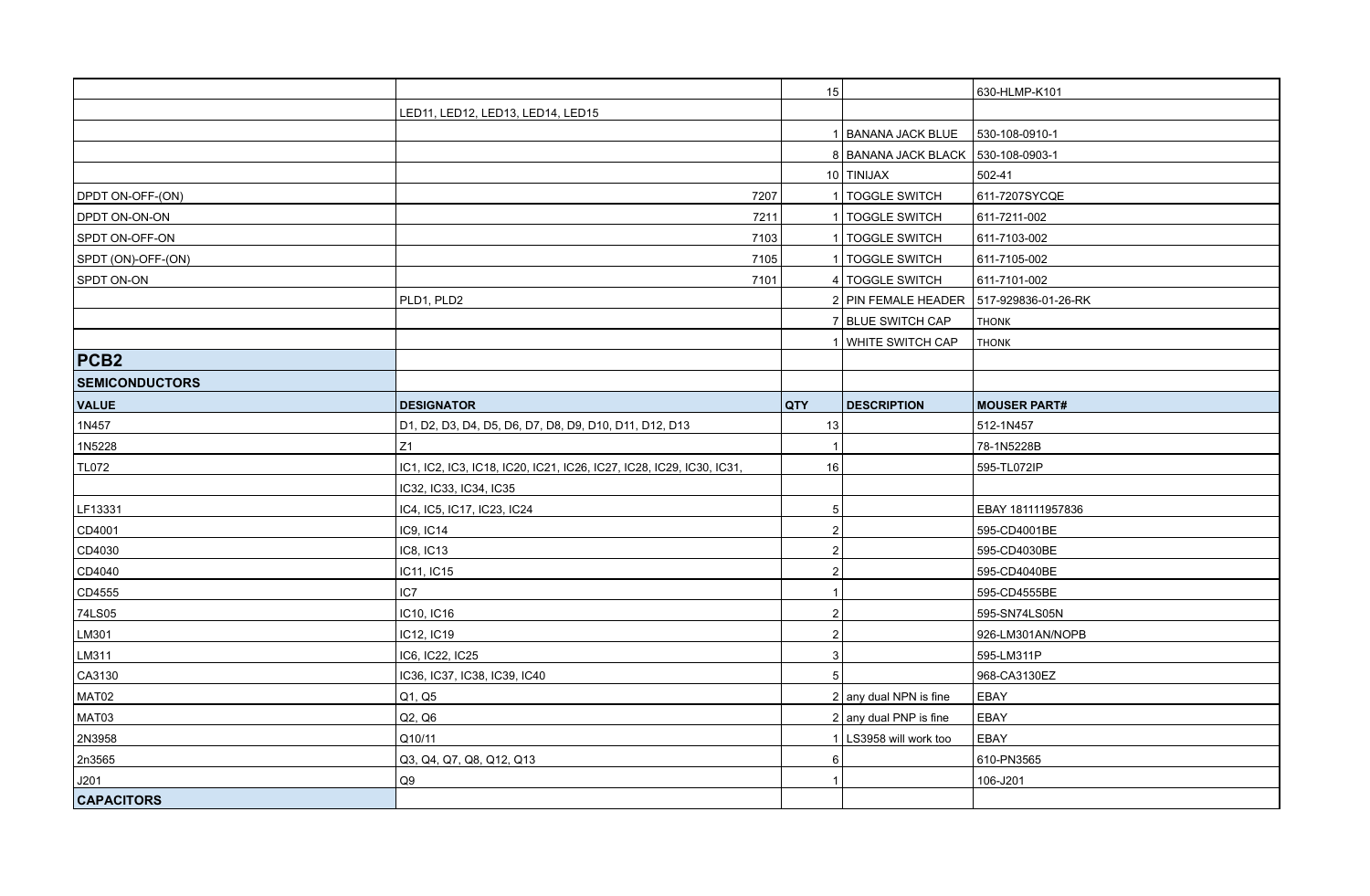| | | | | |
|---|---|---|---|---|
| | | 15 | | 630-HLMP-K101 |
| | LED11, LED12, LED13, LED14, LED15 | | | |
| | | 1 | BANANA JACK BLUE | 530-108-0910-1 |
| | | 8 | BANANA JACK BLACK | 530-108-0903-1 |
| | | 10 | TINIJAX | 502-41 |
| DPDT ON-OFF-(ON) | 7207 | 1 | TOGGLE SWITCH | 611-7207SYCQE |
| DPDT ON-ON-ON | 7211 | 1 | TOGGLE SWITCH | 611-7211-002 |
| SPDT ON-OFF-ON | 7103 | 1 | TOGGLE SWITCH | 611-7103-002 |
| SPDT (ON)-OFF-(ON) | 7105 | 1 | TOGGLE SWITCH | 611-7105-002 |
| SPDT ON-ON | 7101 | 4 | TOGGLE SWITCH | 611-7101-002 |
| | PLD1, PLD2 | 2 | PIN FEMALE HEADER | 517-929836-01-26-RK |
| | | 7 | BLUE SWITCH CAP | THONK |
| | | 1 | WHITE SWITCH CAP | THONK |
| **PCB2** | | | | |
| **SEMICONDUCTORS** | | | | |
| **VALUE** | **DESIGNATOR** | **QTY** | **DESCRIPTION** | **MOUSER PART#** |
| 1N457 | D1, D2, D3, D4, D5, D6, D7, D8, D9, D10, D11, D12, D13 | 13 | | 512-1N457 |
| 1N5228 | Z1 | 1 | | 78-1N5228B |
| TL072 | IC1, IC2, IC3, IC18, IC20, IC21, IC26, IC27, IC28, IC29, IC30, IC31, | 16 | | 595-TL072IP |
| | IC32, IC33, IC34, IC35 | | | |
| LF13331 | IC4, IC5, IC17, IC23, IC24 | 5 | | EBAY 181111957836 |
| CD4001 | IC9, IC14 | 2 | | 595-CD4001BE |
| CD4030 | IC8, IC13 | 2 | | 595-CD4030BE |
| CD4040 | IC11, IC15 | 2 | | 595-CD4040BE |
| CD4555 | IC7 | 1 | | 595-CD4555BE |
| 74LS05 | IC10, IC16 | 2 | | 595-SN74LS05N |
| LM301 | IC12, IC19 | 2 | | 926-LM301AN/NOPB |
| LM311 | IC6, IC22, IC25 | 3 | | 595-LM311P |
| CA3130 | IC36, IC37, IC38, IC39, IC40 | 5 | | 968-CA3130EZ |
| MAT02 | Q1, Q5 | 2 | any dual NPN is fine | EBAY |
| MAT03 | Q2, Q6 | 2 | any dual PNP is fine | EBAY |
| 2N3958 | Q10/11 | 1 | LS3958 will work too | EBAY |
| 2n3565 | Q3, Q4, Q7, Q8, Q12, Q13 | 6 | | 610-PN3565 |
| J201 | Q9 | 1 | | 106-J201 |
| **CAPACITORS** | | | | |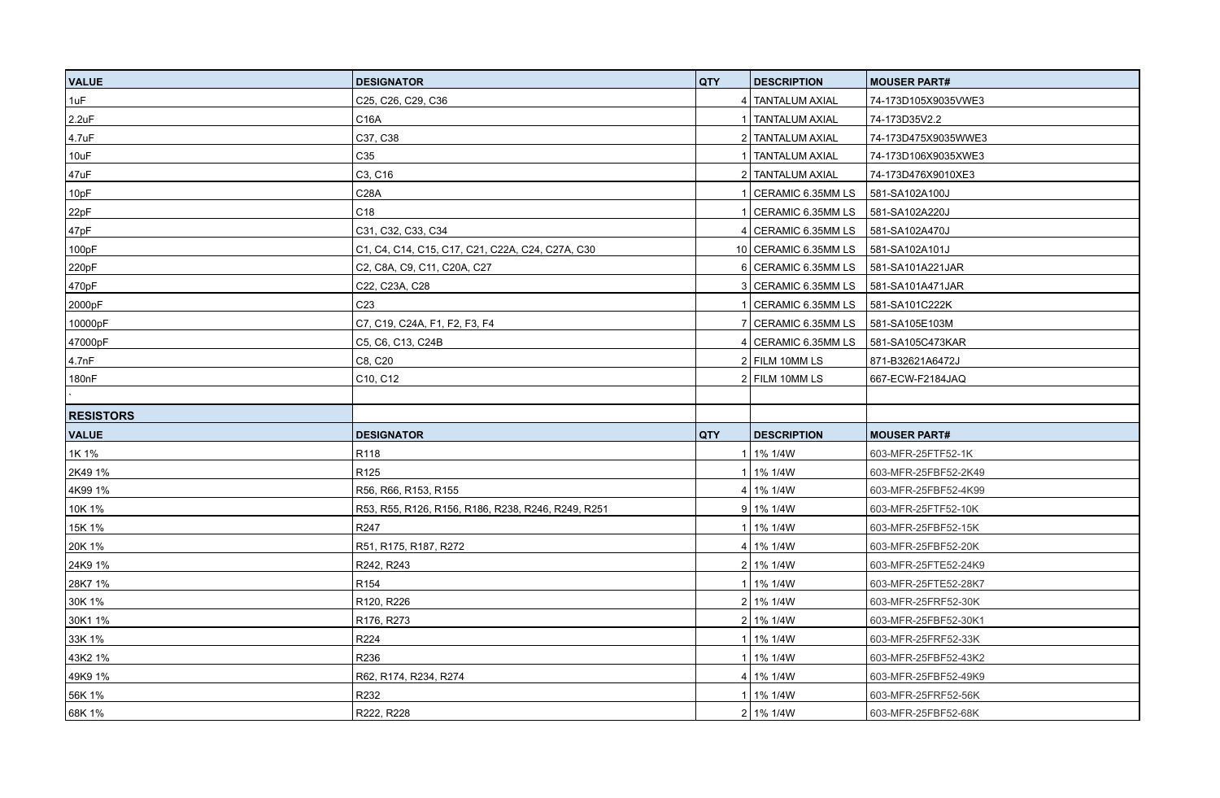| VALUE | DESIGNATOR | QTY | DESCRIPTION | MOUSER PART# |
|---|---|---|---|---|
| 1uF | C25, C26, C29, C36 | 4 | TANTALUM AXIAL | 74-173D105X9035VWE3 |
| 2.2uF | C16A | 1 | TANTALUM AXIAL | 74-173D35V2.2 |
| 4.7uF | C37, C38 | 2 | TANTALUM AXIAL | 74-173D475X9035WWE3 |
| 10uF | C35 | 1 | TANTALUM AXIAL | 74-173D106X9035XWE3 |
| 47uF | C3, C16 | 2 | TANTALUM AXIAL | 74-173D476X9010XE3 |
| 10pF | C28A | 1 | CERAMIC 6.35MM LS | 581-SA102A100J |
| 22pF | C18 | 1 | CERAMIC 6.35MM LS | 581-SA102A220J |
| 47pF | C31, C32, C33, C34 | 4 | CERAMIC 6.35MM LS | 581-SA102A470J |
| 100pF | C1, C4, C14, C15, C17, C21, C22A, C24, C27A, C30 | 10 | CERAMIC 6.35MM LS | 581-SA102A101J |
| 220pF | C2, C8A, C9, C11, C20A, C27 | 6 | CERAMIC 6.35MM LS | 581-SA101A221JAR |
| 470pF | C22, C23A, C28 | 3 | CERAMIC 6.35MM LS | 581-SA101A471JAR |
| 2000pF | C23 | 1 | CERAMIC 6.35MM LS | 581-SA101C222K |
| 10000pF | C7, C19, C24A, F1, F2, F3, F4 | 7 | CERAMIC 6.35MM LS | 581-SA105E103M |
| 47000pF | C5, C6, C13, C24B | 4 | CERAMIC 6.35MM LS | 581-SA105C473KAR |
| 4.7nF | C8, C20 | 2 | FILM 10MM LS | 871-B32621A6472J |
| 180nF | C10, C12 | 2 | FILM 10MM LS | 667-ECW-F2184JAQ |
| ` | | | | |

| RESISTORS | | | | |
|---|---|---|---|---|
| **VALUE** | **DESIGNATOR** | **QTY** | **DESCRIPTION** | **MOUSER PART#** |
| 1K 1% | R118 | 1 | 1% 1/4W | 603-MFR-25FTF52-1K |
| 2K49 1% | R125 | 1 | 1% 1/4W | 603-MFR-25FBF52-2K49 |
| 4K99 1% | R56, R66, R153, R155 | 4 | 1% 1/4W | 603-MFR-25FBF52-4K99 |
| 10K 1% | R53, R55, R126, R156, R186, R238, R246, R249, R251 | 9 | 1% 1/4W | 603-MFR-25FTF52-10K |
| 15K 1% | R247 | 1 | 1% 1/4W | 603-MFR-25FBF52-15K |
| 20K 1% | R51, R175, R187, R272 | 4 | 1% 1/4W | 603-MFR-25FBF52-20K |
| 24K9 1% | R242, R243 | 2 | 1% 1/4W | 603-MFR-25FTE52-24K9 |
| 28K7 1% | R154 | 1 | 1% 1/4W | 603-MFR-25FTE52-28K7 |
| 30K 1% | R120, R226 | 2 | 1% 1/4W | 603-MFR-25FRF52-30K |
| 30K1 1% | R176, R273 | 2 | 1% 1/4W | 603-MFR-25FBF52-30K1 |
| 33K 1% | R224 | 1 | 1% 1/4W | 603-MFR-25FRF52-33K |
| 43K2 1% | R236 | 1 | 1% 1/4W | 603-MFR-25FBF52-43K2 |
| 49K9 1% | R62, R174, R234, R274 | 4 | 1% 1/4W | 603-MFR-25FBF52-49K9 |
| 56K 1% | R232 | 1 | 1% 1/4W | 603-MFR-25FRF52-56K |
| 68K 1% | R222, R228 | 2 | 1% 1/4W | 603-MFR-25FBF52-68K |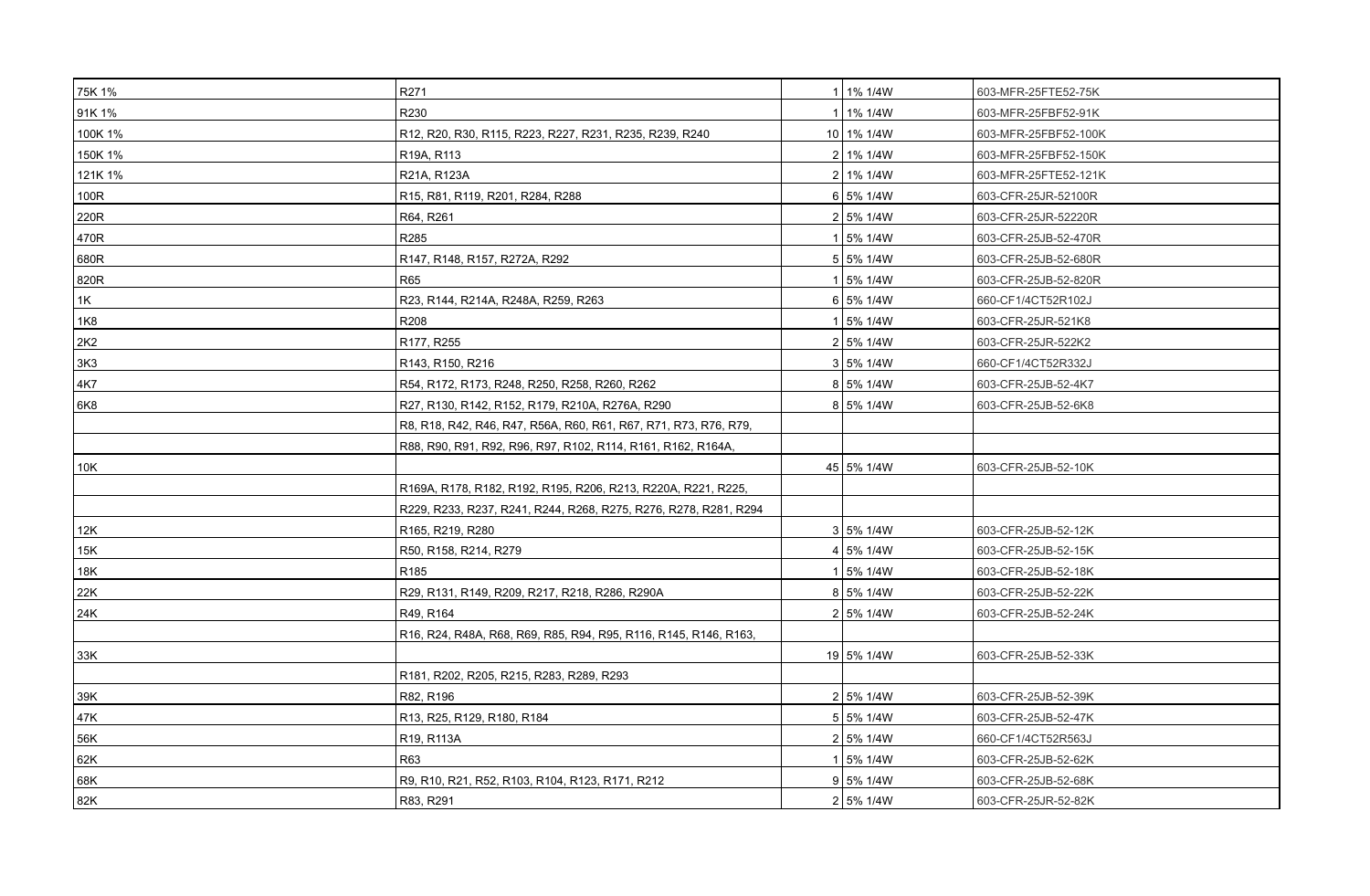| 75K 1% | R271 | 1 | 1% 1/4W | 603-MFR-25FTE52-75K |
|---|---|---|---|---|
| 91K 1% | R230 | 1 | 1% 1/4W | 603-MFR-25FBF52-91K |
| 100K 1% | R12, R20, R30, R115, R223, R227, R231, R235, R239, R240 | 10 | 1% 1/4W | 603-MFR-25FBF52-100K |
| 150K 1% | R19A, R113 | 2 | 1% 1/4W | 603-MFR-25FBF52-150K |
| 121K 1% | R21A, R123A | 2 | 1% 1/4W | 603-MFR-25FTE52-121K |
| 100R | R15, R81, R119, R201, R284, R288 | 6 | 5% 1/4W | 603-CFR-25JR-52100R |
| 220R | R64, R261 | 2 | 5% 1/4W | 603-CFR-25JR-52220R |
| 470R | R285 | 1 | 5% 1/4W | 603-CFR-25JB-52-470R |
| 680R | R147, R148, R157, R272A, R292 | 5 | 5% 1/4W | 603-CFR-25JB-52-680R |
| 820R | R65 | 1 | 5% 1/4W | 603-CFR-25JB-52-820R |
| 1K | R23, R144, R214A, R248A, R259, R263 | 6 | 5% 1/4W | 660-CF1/4CT52R102J |
| 1K8 | R208 | 1 | 5% 1/4W | 603-CFR-25JR-521K8 |
| 2K2 | R177, R255 | 2 | 5% 1/4W | 603-CFR-25JR-522K2 |
| 3K3 | R143, R150, R216 | 3 | 5% 1/4W | 660-CF1/4CT52R332J |
| 4K7 | R54, R172, R173, R248, R250, R258, R260, R262 | 8 | 5% 1/4W | 603-CFR-25JB-52-4K7 |
| 6K8 | R27, R130, R142, R152, R179, R210A, R276A, R290 | 8 | 5% 1/4W | 603-CFR-25JB-52-6K8 |
| | R8, R18, R42, R46, R47, R56A, R60, R61, R67, R71, R73, R76, R79, | | | |
| | R88, R90, R91, R92, R96, R97, R102, R114, R161, R162, R164A, | | | |
| 10K | | 45 | 5% 1/4W | 603-CFR-25JB-52-10K |
| | R169A, R178, R182, R192, R195, R206, R213, R220A, R221, R225, | | | |
| | R229, R233, R237, R241, R244, R268, R275, R276, R278, R281, R294 | | | |
| 12K | R165, R219, R280 | 3 | 5% 1/4W | 603-CFR-25JB-52-12K |
| 15K | R50, R158, R214, R279 | 4 | 5% 1/4W | 603-CFR-25JB-52-15K |
| 18K | R185 | 1 | 5% 1/4W | 603-CFR-25JB-52-18K |
| 22K | R29, R131, R149, R209, R217, R218, R286, R290A | 8 | 5% 1/4W | 603-CFR-25JB-52-22K |
| 24K | R49, R164 | 2 | 5% 1/4W | 603-CFR-25JB-52-24K |
| | R16, R24, R48A, R68, R69, R85, R94, R95, R116, R145, R146, R163, | | | |
| 33K | | 19 | 5% 1/4W | 603-CFR-25JB-52-33K |
| | R181, R202, R205, R215, R283, R289, R293 | | | |
| 39K | R82, R196 | 2 | 5% 1/4W | 603-CFR-25JB-52-39K |
| 47K | R13, R25, R129, R180, R184 | 5 | 5% 1/4W | 603-CFR-25JB-52-47K |
| 56K | R19, R113A | 2 | 5% 1/4W | 660-CF1/4CT52R563J |
| 62K | R63 | 1 | 5% 1/4W | 603-CFR-25JB-52-62K |
| 68K | R9, R10, R21, R52, R103, R104, R123, R171, R212 | 9 | 5% 1/4W | 603-CFR-25JB-52-68K |
| 82K | R83, R291 | 2 | 5% 1/4W | 603-CFR-25JR-52-82K |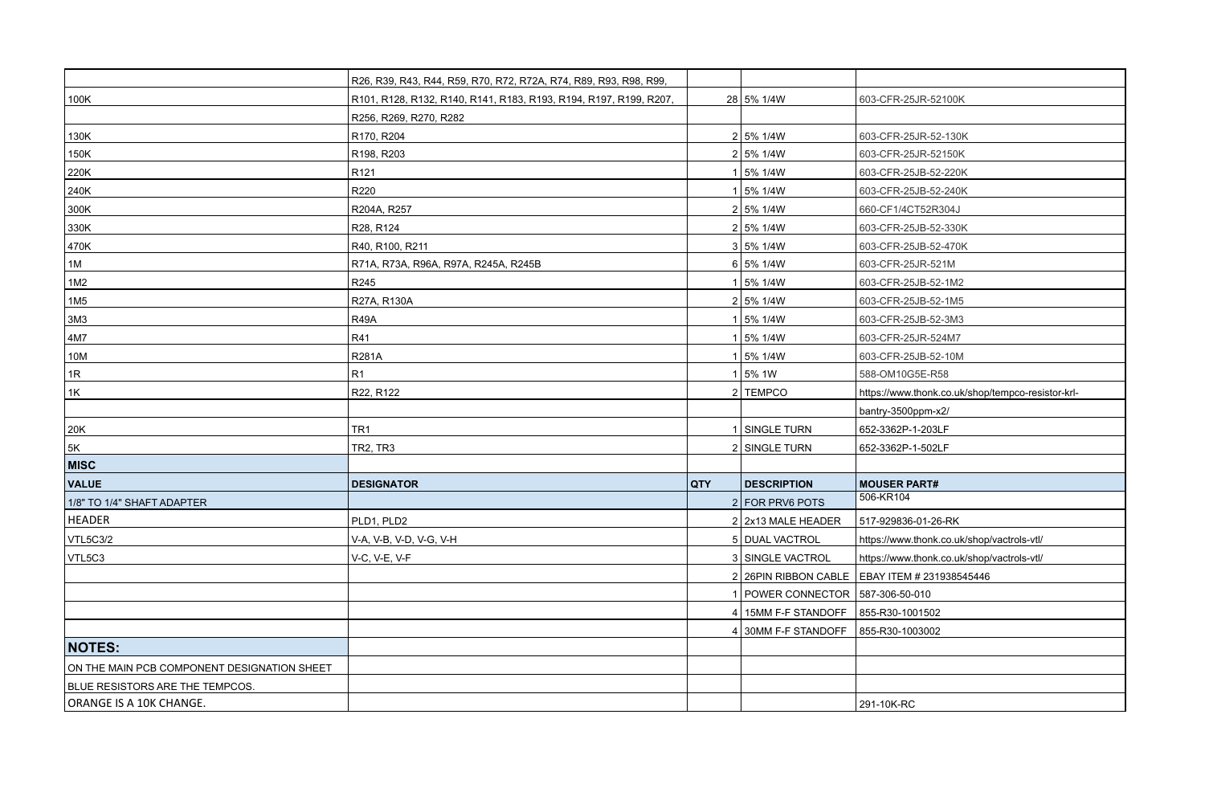| | | | | |
|---|---|---|---|---|
| | R26, R39, R43, R44, R59, R70, R72, R72A, R74, R89, R93, R98, R99, | | | |
| 100K | R101, R128, R132, R140, R141, R183, R193, R194, R197, R199, R207, | 28 | 5% 1/4W | 603-CFR-25JR-52100K |
| | R256, R269, R270, R282 | | | |
| 130K | R170, R204 | 2 | 5% 1/4W | 603-CFR-25JR-52-130K |
| 150K | R198, R203 | 2 | 5% 1/4W | 603-CFR-25JR-52150K |
| 220K | R121 | 1 | 5% 1/4W | 603-CFR-25JB-52-220K |
| 240K | R220 | 1 | 5% 1/4W | 603-CFR-25JB-52-240K |
| 300K | R204A, R257 | 2 | 5% 1/4W | 660-CF1/4CT52R304J |
| 330K | R28, R124 | 2 | 5% 1/4W | 603-CFR-25JB-52-330K |
| 470K | R40, R100, R211 | 3 | 5% 1/4W | 603-CFR-25JB-52-470K |
| 1M | R71A, R73A, R96A, R97A, R245A, R245B | 6 | 5% 1/4W | 603-CFR-25JR-521M |
| 1M2 | R245 | 1 | 5% 1/4W | 603-CFR-25JB-52-1M2 |
| 1M5 | R27A, R130A | 2 | 5% 1/4W | 603-CFR-25JB-52-1M5 |
| 3M3 | R49A | 1 | 5% 1/4W | 603-CFR-25JB-52-3M3 |
| 4M7 | R41 | 1 | 5% 1/4W | 603-CFR-25JR-524M7 |
| 10M | R281A | 1 | 5% 1/4W | 603-CFR-25JB-52-10M |
| 1R | R1 | 1 | 5% 1W | 588-OM10G5E-R58 |
| 1K | R22, R122 | 2 | TEMPCO | https://www.thonk.co.uk/shop/tempco-resistor-krl- |
| | | | | bantry-3500ppm-x2/ |
| 20K | TR1 | 1 | SINGLE TURN | 652-3362P-1-203LF |
| 5K | TR2, TR3 | 2 | SINGLE TURN | 652-3362P-1-502LF |
| **MISC** | | | | |
| **VALUE** | **DESIGNATOR** | **QTY** | **DESCRIPTION** | **MOUSER PART#** |
| 1/8" TO 1/4" SHAFT ADAPTER | | 2 | FOR PRV6 POTS | 506-KR104 |
| HEADER | PLD1, PLD2 | 2 | 2x13 MALE HEADER | 517-929836-01-26-RK |
| VTL5C3/2 | V-A, V-B, V-D, V-G, V-H | 5 | DUAL VACTROL | https://www.thonk.co.uk/shop/vactrols-vtl/ |
| VTL5C3 | V-C, V-E, V-F | 3 | SINGLE VACTROL | https://www.thonk.co.uk/shop/vactrols-vtl/ |
| | | 2 | 26PIN RIBBON CABLE | EBAY ITEM # 231938545446 |
| | | 1 | POWER CONNECTOR | 587-306-50-010 |
| | | 4 | 15MM F-F STANDOFF | 855-R30-1001502 |
| | | 4 | 30MM F-F STANDOFF | 855-R30-1003002 |
| **NOTES:** | | | | |
| ON THE MAIN PCB COMPONENT DESIGNATION SHEET | | | | |
| BLUE RESISTORS ARE THE TEMPCOS. | | | | |
| ORANGE IS A 10K CHANGE. | | | | 291-10K-RC |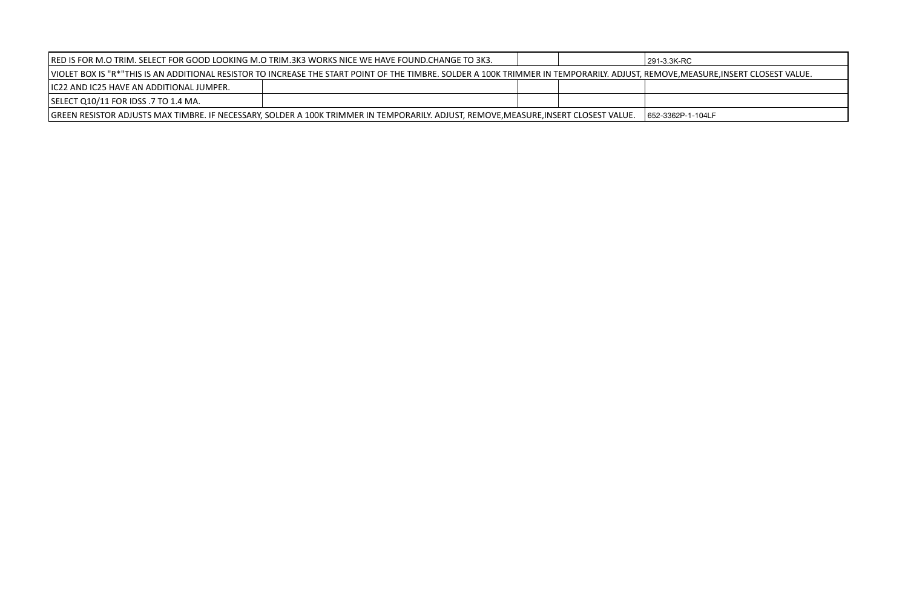| | | | | |
|---|---|---|---|---|
| RED IS FOR M.O TRIM. SELECT FOR GOOD LOOKING M.O TRIM.3K3 WORKS NICE WE HAVE FOUND.CHANGE TO 3K3. | | | | 291-3.3K-RC |
| VIOLET BOX IS "R*"THIS IS AN ADDITIONAL RESISTOR TO INCREASE THE START POINT OF THE TIMBRE. SOLDER A 100K TRIMMER IN TEMPORARILY. ADJUST, REMOVE,MEASURE,INSERT CLOSEST VALUE. | | | | |
| IC22 AND IC25 HAVE AN ADDITIONAL JUMPER. | | | | |
| SELECT Q10/11 FOR IDSS .7 TO 1.4 MA. | | | | |
| GREEN RESISTOR ADJUSTS MAX TIMBRE. IF NECESSARY, SOLDER A 100K TRIMMER IN TEMPORARILY. ADJUST, REMOVE,MEASURE,INSERT CLOSEST VALUE. | | | | 652-3362P-1-104LF |